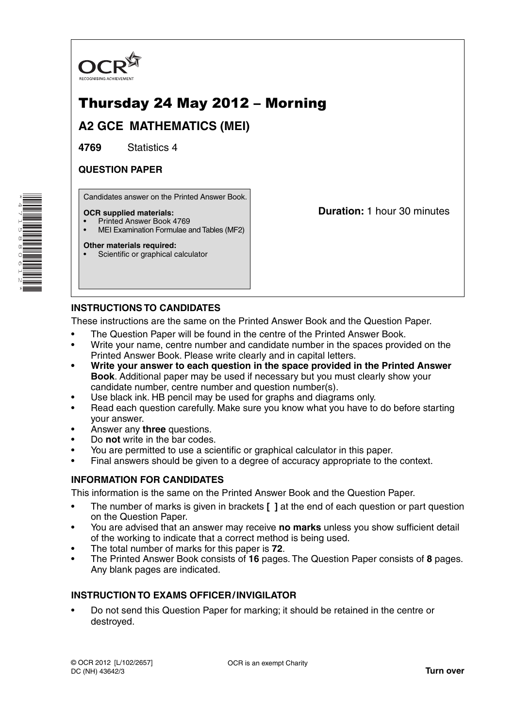OCR
RECOGNISING ACHIEVEMENT

# Thursday 24 May 2012 – Morning

## A2 GCE MATHEMATICS (MEI)

**4769** Statistics 4

**QUESTION PAPER**

Candidates answer on the Printed Answer Book.

**OCR supplied materials:**
- Printed Answer Book 4769
- MEI Examination Formulae and Tables (MF2)

**Other materials required:**
- Scientific or graphical calculator

**Duration:** 1 hour 30 minutes

### INSTRUCTIONS TO CANDIDATES

These instructions are the same on the Printed Answer Book and the Question Paper.

- The Question Paper will be found in the centre of the Printed Answer Book.
- Write your name, centre number and candidate number in the spaces provided on the Printed Answer Book. Please write clearly and in capital letters.
- **Write your answer to each question in the space provided in the Printed Answer Book**. Additional paper may be used if necessary but you must clearly show your candidate number, centre number and question number(s).
- Use black ink. HB pencil may be used for graphs and diagrams only.
- Read each question carefully. Make sure you know what you have to do before starting your answer.
- Answer any **three** questions.
- Do **not** write in the bar codes.
- You are permitted to use a scientific or graphical calculator in this paper.
- Final answers should be given to a degree of accuracy appropriate to the context.

### INFORMATION FOR CANDIDATES

This information is the same on the Printed Answer Book and the Question Paper.

- The number of marks is given in brackets **[ ]** at the end of each question or part question on the Question Paper.
- You are advised that an answer may receive **no marks** unless you show sufficient detail of the working to indicate that a correct method is being used.
- The total number of marks for this paper is **72**.
- The Printed Answer Book consists of **16** pages. The Question Paper consists of **8** pages. Any blank pages are indicated.

### INSTRUCTION TO EXAMS OFFICER / INVIGILATOR

- Do not send this Question Paper for marking; it should be retained in the centre or destroyed.

© OCR 2012 [L/102/2657]
DC (NH) 43642/3

OCR is an exempt Charity

**Turn over**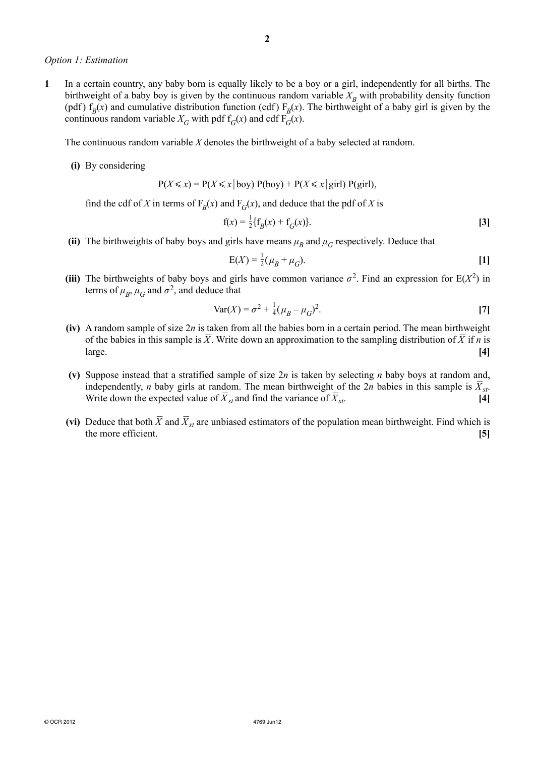*Option 1: Estimation*

**1** In a certain country, any baby born is equally likely to be a boy or a girl, independently for all births. The birthweight of a baby boy is given by the continuous random variable $X_B$ with probability density function (pdf) $f_B(x)$ and cumulative distribution function (cdf) $F_B(x)$. The birthweight of a baby girl is given by the continuous random variable $X_G$ with pdf $f_G(x)$ and cdf $F_G(x)$.

The continuous random variable $X$ denotes the birthweight of a baby selected at random.

**(i)** By considering

$$P(X \leqslant x) = P(X \leqslant x \mid \text{boy})\, P(\text{boy}) + P(X \leqslant x \mid \text{girl})\, P(\text{girl}),$$

find the cdf of $X$ in terms of $F_B(x)$ and $F_G(x)$, and deduce that the pdf of $X$ is

$$f(x) = \tfrac{1}{2}\{f_B(x) + f_G(x)\}.$$ **[3]**

**(ii)** The birthweights of baby boys and girls have means $\mu_B$ and $\mu_G$ respectively. Deduce that

$$E(X) = \tfrac{1}{2}(\mu_B + \mu_G).$$ **[1]**

**(iii)** The birthweights of baby boys and girls have common variance $\sigma^2$. Find an expression for $E(X^2)$ in terms of $\mu_B$, $\mu_G$ and $\sigma^2$, and deduce that

$$\text{Var}(X) = \sigma^2 + \tfrac{1}{4}(\mu_B - \mu_G)^2.$$ **[7]**

**(iv)** A random sample of size $2n$ is taken from all the babies born in a certain period. The mean birthweight of the babies in this sample is $\overline{X}$. Write down an approximation to the sampling distribution of $\overline{X}$ if $n$ is large. **[4]**

**(v)** Suppose instead that a stratified sample of size $2n$ is taken by selecting $n$ baby boys at random and, independently, $n$ baby girls at random. The mean birthweight of the $2n$ babies in this sample is $\overline{X}_{st}$. Write down the expected value of $\overline{X}_{st}$ and find the variance of $\overline{X}_{st}$. **[4]**

**(vi)** Deduce that both $\overline{X}$ and $\overline{X}_{st}$ are unbiased estimators of the population mean birthweight. Find which is the more efficient. **[5]**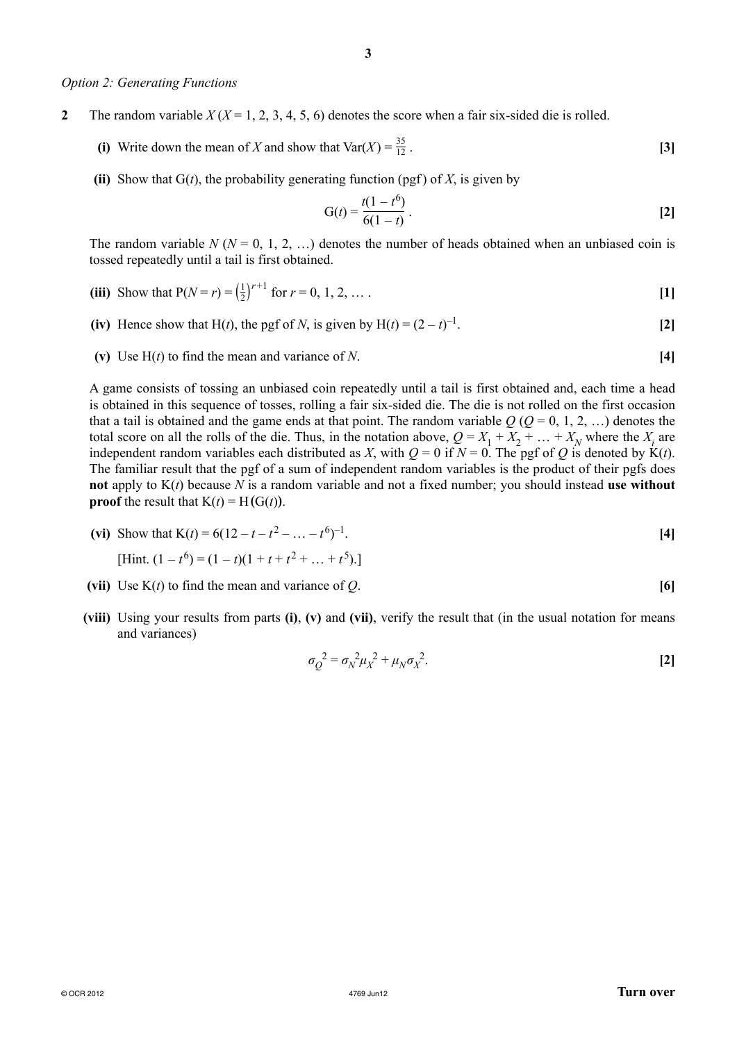*Option 2: Generating Functions*

**2** The random variable $X$ ($X = 1, 2, 3, 4, 5, 6$) denotes the score when a fair six-sided die is rolled.

**(i)** Write down the mean of $X$ and show that $\text{Var}(X) = \frac{35}{12}$. **[3]**

**(ii)** Show that $\text{G}(t)$, the probability generating function (pgf) of $X$, is given by

$$\text{G}(t) = \frac{t(1 - t^6)}{6(1 - t)}.$$ **[2]**

The random variable $N$ ($N = 0, 1, 2, \ldots$) denotes the number of heads obtained when an unbiased coin is tossed repeatedly until a tail is first obtained.

**(iii)** Show that $\text{P}(N = r) = \left(\frac{1}{2}\right)^{r+1}$ for $r = 0, 1, 2, \ldots$. **[1]**

**(iv)** Hence show that $\text{H}(t)$, the pgf of $N$, is given by $\text{H}(t) = (2 - t)^{-1}$. **[2]**

**(v)** Use $\text{H}(t)$ to find the mean and variance of $N$. **[4]**

A game consists of tossing an unbiased coin repeatedly until a tail is first obtained and, each time a head is obtained in this sequence of tosses, rolling a fair six-sided die. The die is not rolled on the first occasion that a tail is obtained and the game ends at that point. The random variable $Q$ ($Q = 0, 1, 2, \ldots$) denotes the total score on all the rolls of the die. Thus, in the notation above, $Q = X_1 + X_2 + \ldots + X_N$ where the $X_i$ are independent random variables each distributed as $X$, with $Q = 0$ if $N = 0$. The pgf of $Q$ is denoted by $\text{K}(t)$. The familiar result that the pgf of a sum of independent random variables is the product of their pgfs does **not** apply to $\text{K}(t)$ because $N$ is a random variable and not a fixed number; you should instead **use without proof** the result that $\text{K}(t) = \text{H}(\text{G}(t))$.

**(vi)** Show that $\text{K}(t) = 6(12 - t - t^2 - \ldots - t^6)^{-1}$. **[4]**

[Hint. $(1 - t^6) = (1 - t)(1 + t + t^2 + \ldots + t^5)$.]

**(vii)** Use $\text{K}(t)$ to find the mean and variance of $Q$. **[6]**

**(viii)** Using your results from parts **(i)**, **(v)** and **(vii)**, verify the result that (in the usual notation for means and variances)

$$\sigma_Q^{\,2} = \sigma_N^{\,2}\mu_X^{\,2} + \mu_N\sigma_X^{\,2}.$$ **[2]**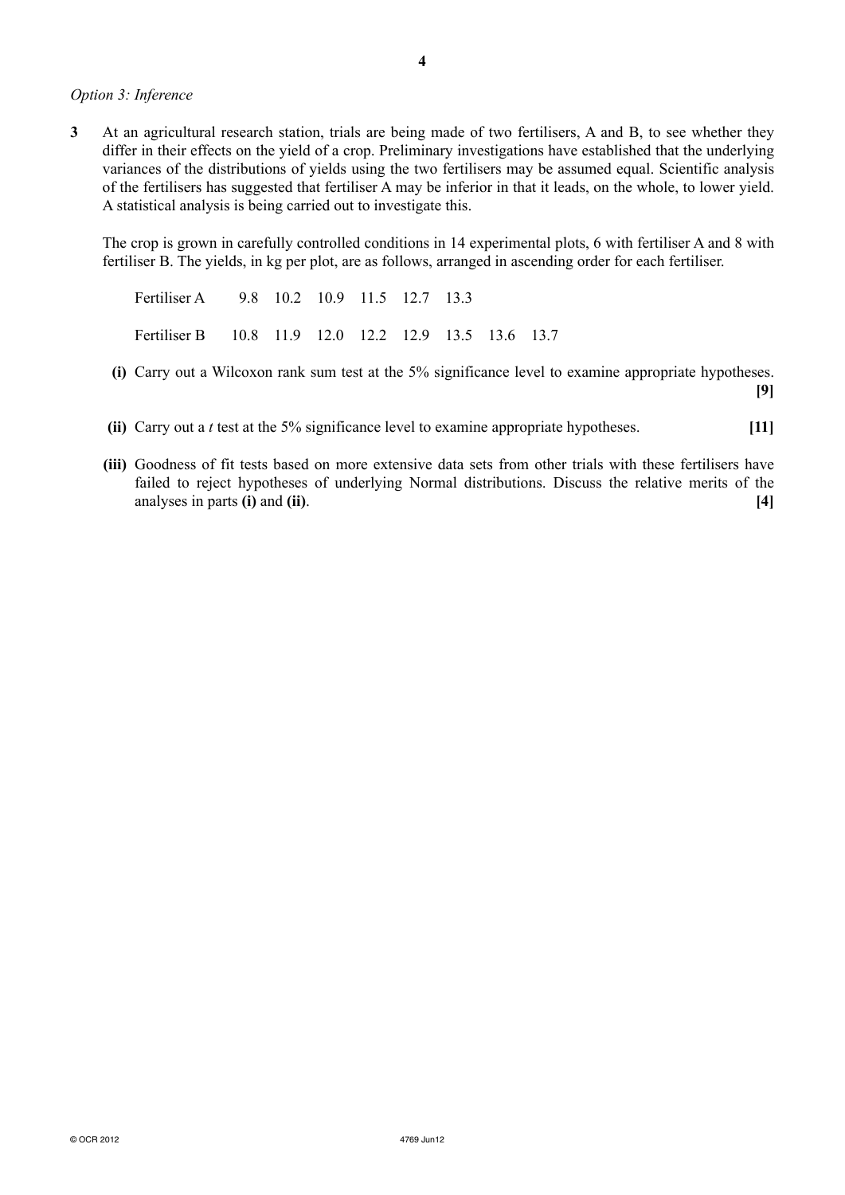*Option 3: Inference*

**3** At an agricultural research station, trials are being made of two fertilisers, A and B, to see whether they differ in their effects on the yield of a crop. Preliminary investigations have established that the underlying variances of the distributions of yields using the two fertilisers may be assumed equal. Scientific analysis of the fertilisers has suggested that fertiliser A may be inferior in that it leads, on the whole, to lower yield. A statistical analysis is being carried out to investigate this.

The crop is grown in carefully controlled conditions in 14 experimental plots, 6 with fertiliser A and 8 with fertiliser B. The yields, in kg per plot, are as follows, arranged in ascending order for each fertiliser.

| | | | | | | | | |
|---|---|---|---|---|---|---|---|---|
| Fertiliser A | 9.8 | 10.2 | 10.9 | 11.5 | 12.7 | 13.3 | | |
| Fertiliser B | 10.8 | 11.9 | 12.0 | 12.2 | 12.9 | 13.5 | 13.6 | 13.7 |

**(i)** Carry out a Wilcoxon rank sum test at the 5% significance level to examine appropriate hypotheses. **[9]**

**(ii)** Carry out a $t$ test at the 5% significance level to examine appropriate hypotheses. **[11]**

**(iii)** Goodness of fit tests based on more extensive data sets from other trials with these fertilisers have failed to reject hypotheses of underlying Normal distributions. Discuss the relative merits of the analyses in parts **(i)** and **(ii)**. **[4]**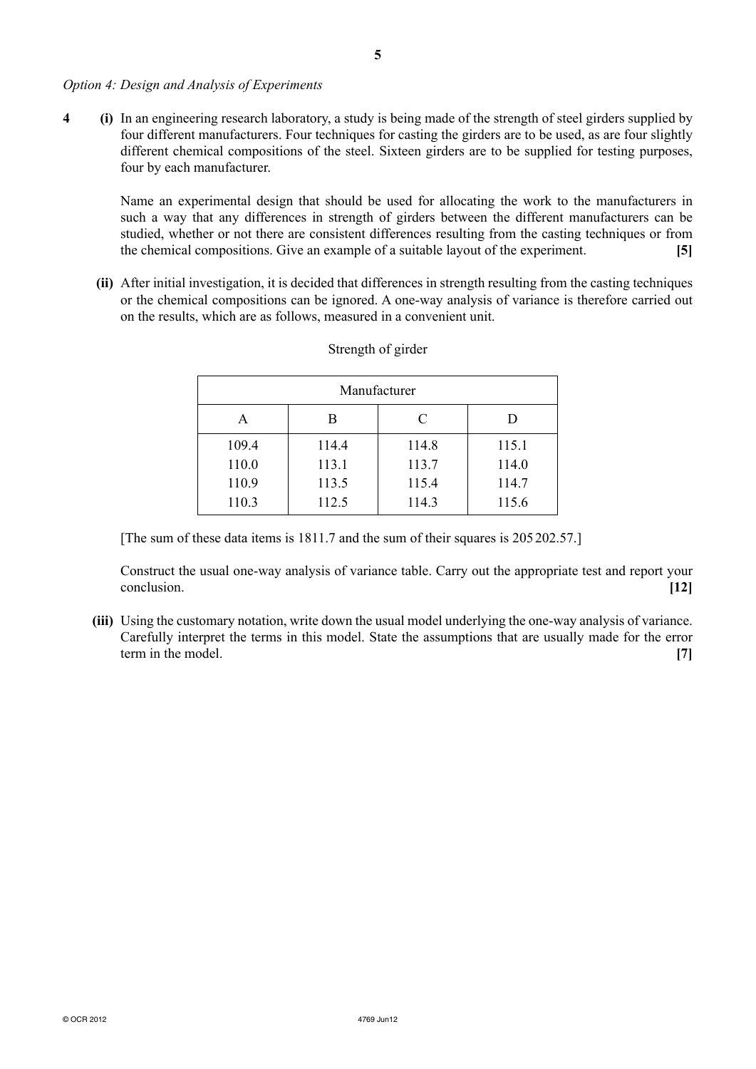*Option 4: Design and Analysis of Experiments*

**4** **(i)** In an engineering research laboratory, a study is being made of the strength of steel girders supplied by four different manufacturers. Four techniques for casting the girders are to be used, as are four slightly different chemical compositions of the steel. Sixteen girders are to be supplied for testing purposes, four by each manufacturer.

Name an experimental design that should be used for allocating the work to the manufacturers in such a way that any differences in strength of girders between the different manufacturers can be studied, whether or not there are consistent differences resulting from the casting techniques or from the chemical compositions. Give an example of a suitable layout of the experiment. **[5]**

**(ii)** After initial investigation, it is decided that differences in strength resulting from the casting techniques or the chemical compositions can be ignored. A one-way analysis of variance is therefore carried out on the results, which are as follows, measured in a convenient unit.

Strength of girder

| Manufacturer | | | |
|---|---|---|---|
| A | B | C | D |
| 109.4 | 114.4 | 114.8 | 115.1 |
| 110.0 | 113.1 | 113.7 | 114.0 |
| 110.9 | 113.5 | 115.4 | 114.7 |
| 110.3 | 112.5 | 114.3 | 115.6 |

[The sum of these data items is 1811.7 and the sum of their squares is 205 202.57.]

Construct the usual one-way analysis of variance table. Carry out the appropriate test and report your conclusion. **[12]**

**(iii)** Using the customary notation, write down the usual model underlying the one-way analysis of variance. Carefully interpret the terms in this model. State the assumptions that are usually made for the error term in the model. **[7]**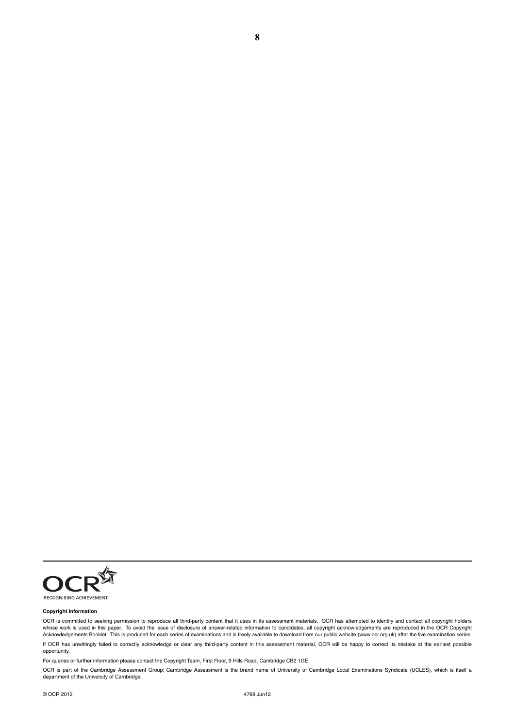OCR

RECOGNISING ACHIEVEMENT

**Copyright Information**

OCR is committed to seeking permission to reproduce all third-party content that it uses in its assessment materials. OCR has attempted to identify and contact all copyright holders whose work is used in this paper. To avoid the issue of disclosure of answer-related information to candidates, all copyright acknowledgements are reproduced in the OCR Copyright Acknowledgements Booklet. This is produced for each series of examinations and is freely available to download from our public website (www.ocr.org.uk) after the live examination series.

If OCR has unwittingly failed to correctly acknowledge or clear any third-party content in this assessment material, OCR will be happy to correct its mistake at the earliest possible opportunity.

For queries or further information please contact the Copyright Team, First Floor, 9 Hills Road, Cambridge CB2 1GE.

OCR is part of the Cambridge Assessment Group; Cambridge Assessment is the brand name of University of Cambridge Local Examinations Syndicate (UCLES), which is itself a department of the University of Cambridge.

© OCR 2012 4769 Jun12